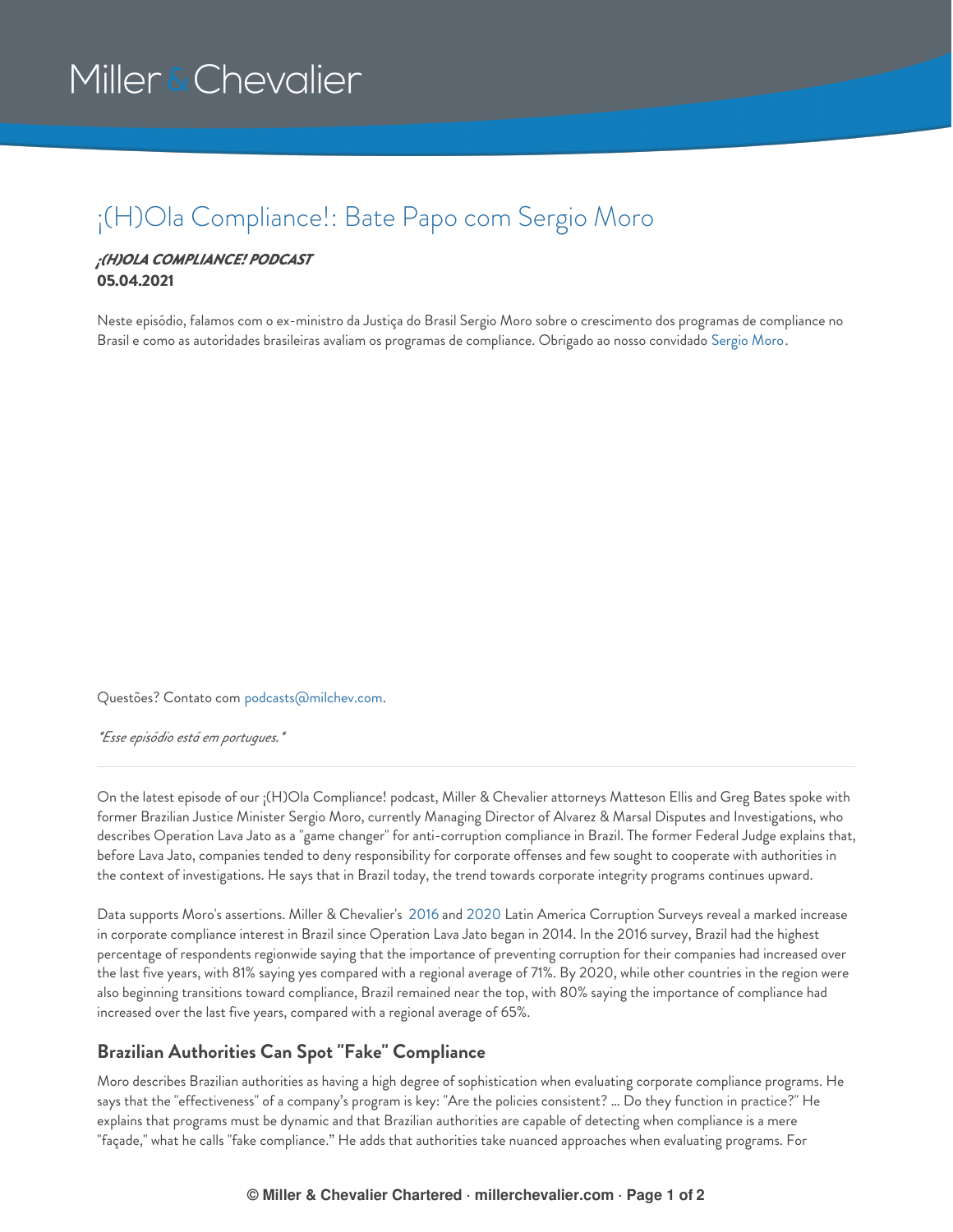# ¡(H)Ola Compliance!: Bate Papo com Sergio Moro

***¡(H)OLA COMPLIANCE! PODCAST***

**05.04.2021**

Neste episódio, falamos com o ex-ministro da Justiça do Brasil Sergio Moro sobre o crescimento dos programas de compliance no Brasil e como as autoridades brasileiras avaliam os programas de compliance. Obrigado ao nosso convidado Sergio Moro.

Questões? Contato com podcasts@milchev.com.

*\*Esse episódio está em portugues.\**

---

On the latest episode of our ¡(H)Ola Compliance! podcast, Miller & Chevalier attorneys Matteson Ellis and Greg Bates spoke with former Brazilian Justice Minister Sergio Moro, currently Managing Director of Alvarez & Marsal Disputes and Investigations, who describes Operation Lava Jato as a "game changer" for anti-corruption compliance in Brazil. The former Federal Judge explains that, before Lava Jato, companies tended to deny responsibility for corporate offenses and few sought to cooperate with authorities in the context of investigations. He says that in Brazil today, the trend towards corporate integrity programs continues upward.

Data supports Moro's assertions. Miller & Chevalier's 2016 and 2020 Latin America Corruption Surveys reveal a marked increase in corporate compliance interest in Brazil since Operation Lava Jato began in 2014. In the 2016 survey, Brazil had the highest percentage of respondents regionwide saying that the importance of preventing corruption for their companies had increased over the last five years, with 81% saying yes compared with a regional average of 71%. By 2020, while other countries in the region were also beginning transitions toward compliance, Brazil remained near the top, with 80% saying the importance of compliance had increased over the last five years, compared with a regional average of 65%.

## Brazilian Authorities Can Spot "Fake" Compliance

Moro describes Brazilian authorities as having a high degree of sophistication when evaluating corporate compliance programs. He says that the "effectiveness" of a company's program is key: "Are the policies consistent? ... Do they function in practice?" He explains that programs must be dynamic and that Brazilian authorities are capable of detecting when compliance is a mere "façade," what he calls "fake compliance." He adds that authorities take nuanced approaches when evaluating programs. For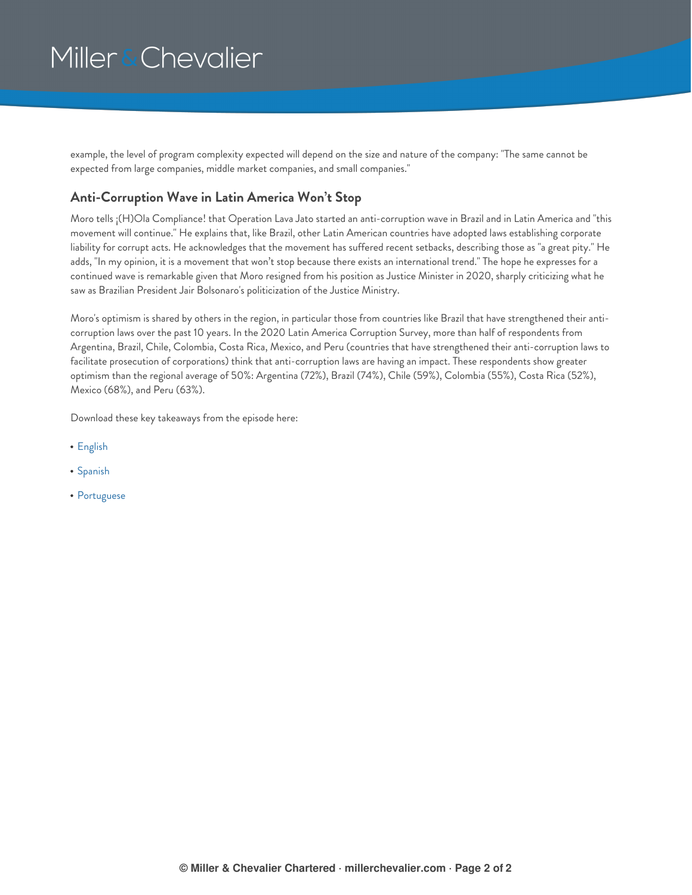example, the level of program complexity expected will depend on the size and nature of the company: "The same cannot be expected from large companies, middle market companies, and small companies."

## Anti-Corruption Wave in Latin America Won't Stop

Moro tells ¡(H)Ola Compliance! that Operation Lava Jato started an anti-corruption wave in Brazil and in Latin America and "this movement will continue." He explains that, like Brazil, other Latin American countries have adopted laws establishing corporate liability for corrupt acts. He acknowledges that the movement has suffered recent setbacks, describing those as "a great pity." He adds, "In my opinion, it is a movement that won't stop because there exists an international trend." The hope he expresses for a continued wave is remarkable given that Moro resigned from his position as Justice Minister in 2020, sharply criticizing what he saw as Brazilian President Jair Bolsonaro's politicization of the Justice Ministry.

Moro's optimism is shared by others in the region, in particular those from countries like Brazil that have strengthened their anti-corruption laws over the past 10 years. In the 2020 Latin America Corruption Survey, more than half of respondents from Argentina, Brazil, Chile, Colombia, Costa Rica, Mexico, and Peru (countries that have strengthened their anti-corruption laws to facilitate prosecution of corporations) think that anti-corruption laws are having an impact. These respondents show greater optimism than the regional average of 50%: Argentina (72%), Brazil (74%), Chile (59%), Colombia (55%), Costa Rica (52%), Mexico (68%), and Peru (63%).

Download these key takeaways from the episode here:

- English
- Spanish
- Portuguese